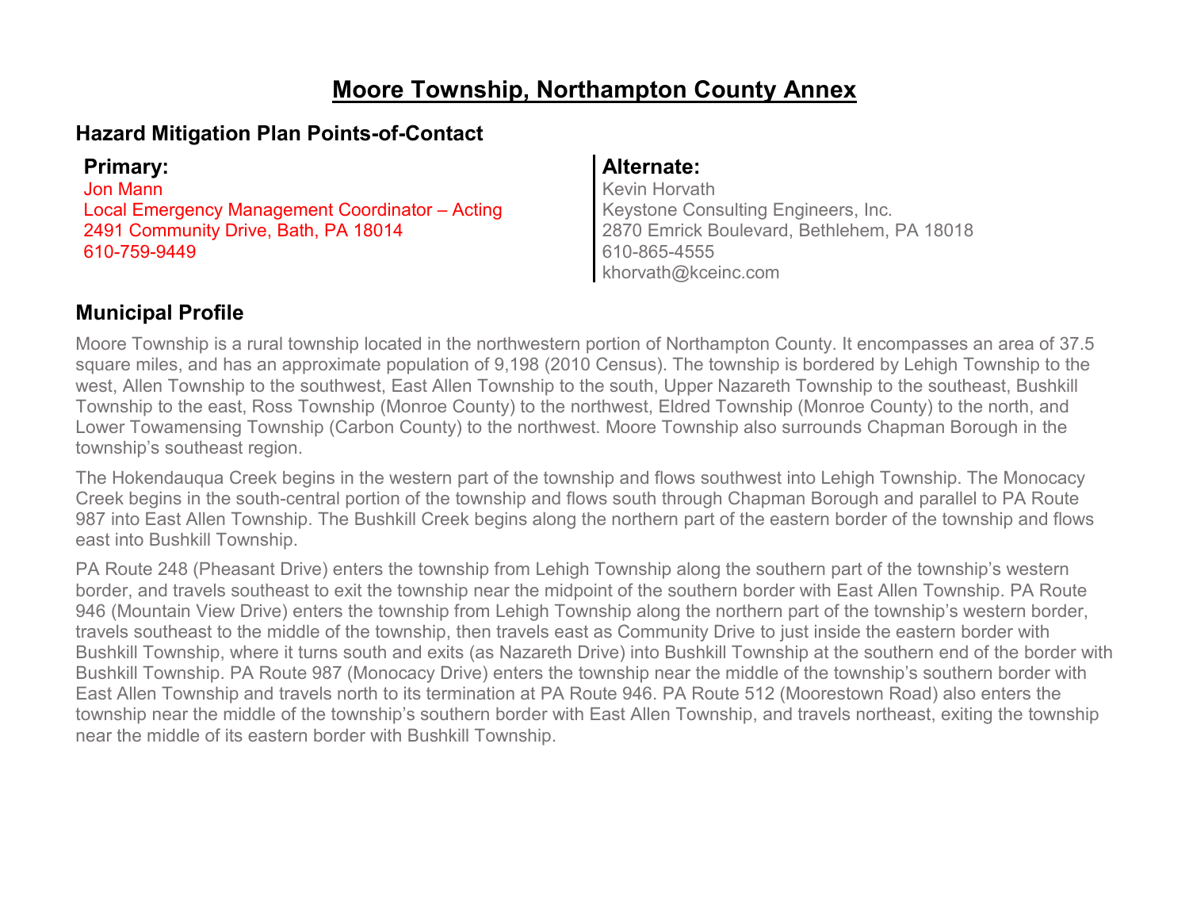# Moore Township, Northampton County Annex

## Hazard Mitigation Plan Points-of-Contact

**Primary:**
Jon Mann
Local Emergency Management Coordinator – Acting
2491 Community Drive, Bath, PA 18014
610-759-9449

**Alternate:**
Kevin Horvath
Keystone Consulting Engineers, Inc.
2870 Emrick Boulevard, Bethlehem, PA 18018
610-865-4555
khorvath@kceinc.com

## Municipal Profile

Moore Township is a rural township located in the northwestern portion of Northampton County. It encompasses an area of 37.5 square miles, and has an approximate population of 9,198 (2010 Census). The township is bordered by Lehigh Township to the west, Allen Township to the southwest, East Allen Township to the south, Upper Nazareth Township to the southeast, Bushkill Township to the east, Ross Township (Monroe County) to the northwest, Eldred Township (Monroe County) to the north, and Lower Towamensing Township (Carbon County) to the northwest. Moore Township also surrounds Chapman Borough in the township's southeast region.

The Hokendauqua Creek begins in the western part of the township and flows southwest into Lehigh Township. The Monocacy Creek begins in the south-central portion of the township and flows south through Chapman Borough and parallel to PA Route 987 into East Allen Township. The Bushkill Creek begins along the northern part of the eastern border of the township and flows east into Bushkill Township.

PA Route 248 (Pheasant Drive) enters the township from Lehigh Township along the southern part of the township's western border, and travels southeast to exit the township near the midpoint of the southern border with East Allen Township. PA Route 946 (Mountain View Drive) enters the township from Lehigh Township along the northern part of the township's western border, travels southeast to the middle of the township, then travels east as Community Drive to just inside the eastern border with Bushkill Township, where it turns south and exits (as Nazareth Drive) into Bushkill Township at the southern end of the border with Bushkill Township. PA Route 987 (Monocacy Drive) enters the township near the middle of the township's southern border with East Allen Township and travels north to its termination at PA Route 946. PA Route 512 (Moorestown Road) also enters the township near the middle of the township's southern border with East Allen Township, and travels northeast, exiting the township near the middle of its eastern border with Bushkill Township.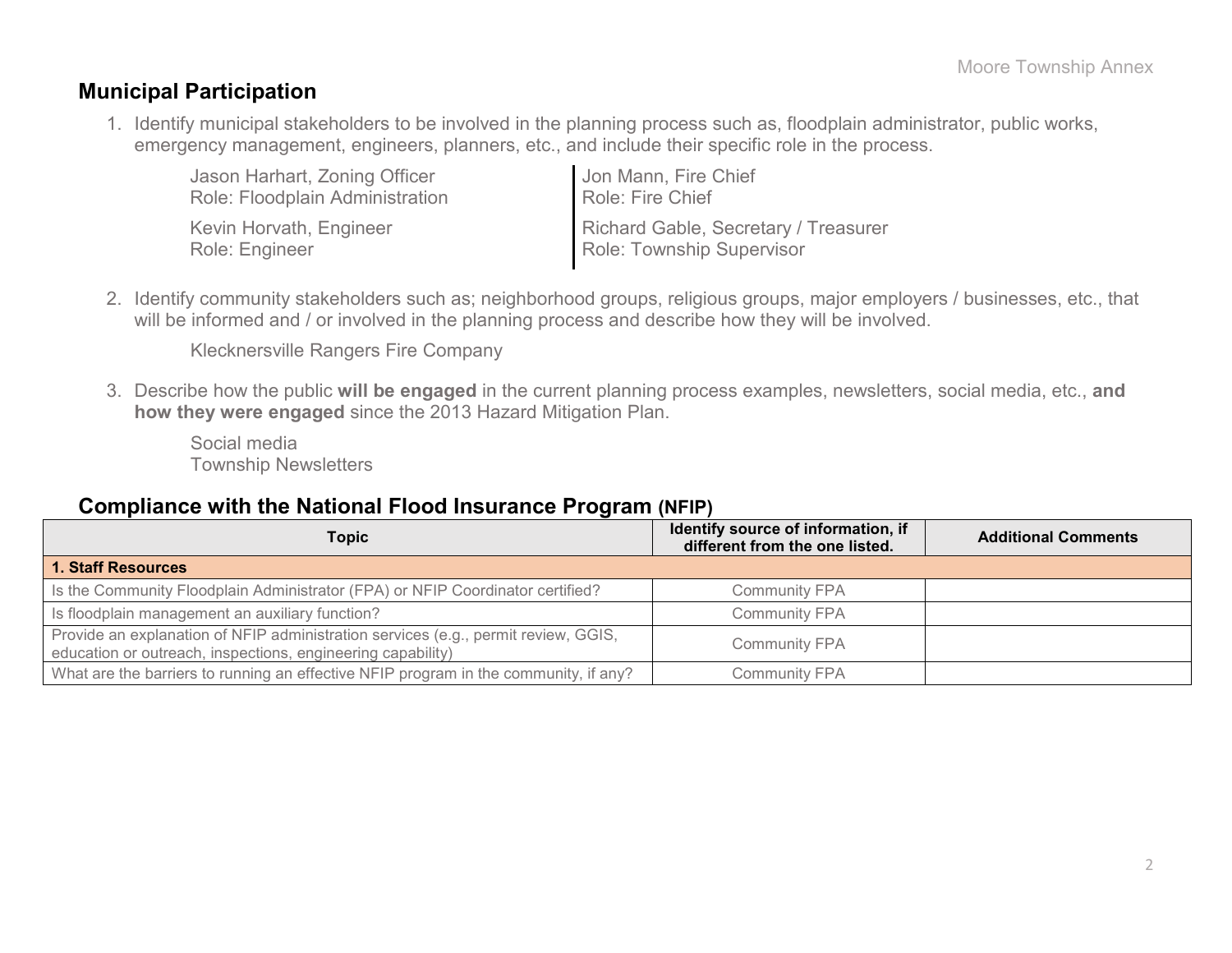## Municipal Participation

1. Identify municipal stakeholders to be involved in the planning process such as, floodplain administrator, public works, emergency management, engineers, planners, etc., and include their specific role in the process.

   Jason Harhart, Zoning Officer
   Role: Floodplain Administration

   Kevin Horvath, Engineer
   Role: Engineer

   Jon Mann, Fire Chief
   Role: Fire Chief

   Richard Gable, Secretary / Treasurer
   Role: Township Supervisor

2. Identify community stakeholders such as; neighborhood groups, religious groups, major employers / businesses, etc., that will be informed and / or involved in the planning process and describe how they will be involved.

   Klecknersville Rangers Fire Company

3. Describe how the public **will be engaged** in the current planning process examples, newsletters, social media, etc., **and how they were engaged** since the 2013 Hazard Mitigation Plan.

   Social media
   Township Newsletters

## Compliance with the National Flood Insurance Program (NFIP)

| Topic | Identify source of information, if different from the one listed. | Additional Comments |
|---|---|---|
| **1. Staff Resources** | | |
| Is the Community Floodplain Administrator (FPA) or NFIP Coordinator certified? | Community FPA | |
| Is floodplain management an auxiliary function? | Community FPA | |
| Provide an explanation of NFIP administration services (e.g., permit review, GGIS, education or outreach, inspections, engineering capability) | Community FPA | |
| What are the barriers to running an effective NFIP program in the community, if any? | Community FPA | |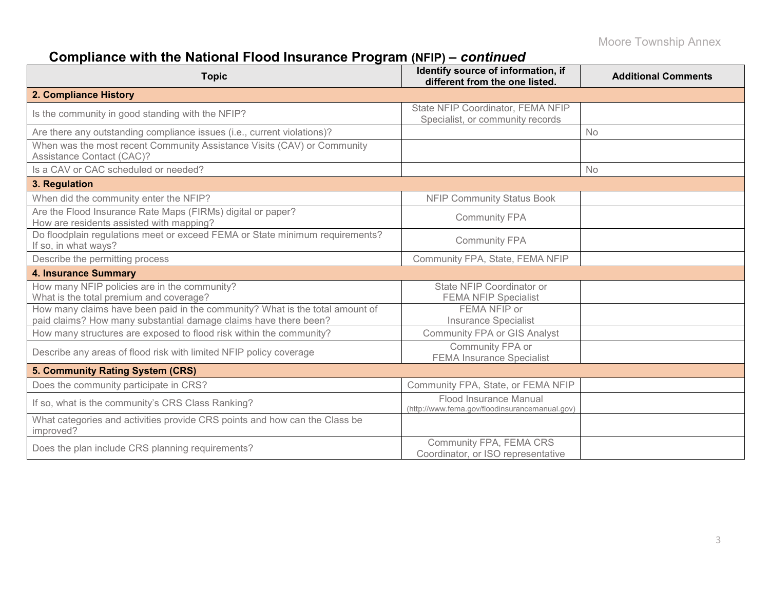## Compliance with the National Flood Insurance Program (NFIP) – *continued*

| Topic | Identify source of information, if different from the one listed. | Additional Comments |
|---|---|---|
| **2. Compliance History** | | |
| Is the community in good standing with the NFIP? | State NFIP Coordinator, FEMA NFIP Specialist, or community records | |
| Are there any outstanding compliance issues (i.e., current violations)? | | No |
| When was the most recent Community Assistance Visits (CAV) or Community Assistance Contact (CAC)? | | |
| Is a CAV or CAC scheduled or needed? | | No |
| **3. Regulation** | | |
| When did the community enter the NFIP? | NFIP Community Status Book | |
| Are the Flood Insurance Rate Maps (FIRMs) digital or paper? How are residents assisted with mapping? | Community FPA | |
| Do floodplain regulations meet or exceed FEMA or State minimum requirements? If so, in what ways? | Community FPA | |
| Describe the permitting process | Community FPA, State, FEMA NFIP | |
| **4. Insurance Summary** | | |
| How many NFIP policies are in the community? What is the total premium and coverage? | State NFIP Coordinator or FEMA NFIP Specialist | |
| How many claims have been paid in the community? What is the total amount of paid claims? How many substantial damage claims have there been? | FEMA NFIP or Insurance Specialist | |
| How many structures are exposed to flood risk within the community? | Community FPA or GIS Analyst | |
| Describe any areas of flood risk with limited NFIP policy coverage | Community FPA or FEMA Insurance Specialist | |
| **5. Community Rating System (CRS)** | | |
| Does the community participate in CRS? | Community FPA, State, or FEMA NFIP | |
| If so, what is the community's CRS Class Ranking? | Flood Insurance Manual (http://www.fema.gov/floodinsurancemanual.gov) | |
| What categories and activities provide CRS points and how can the Class be improved? | | |
| Does the plan include CRS planning requirements? | Community FPA, FEMA CRS Coordinator, or ISO representative | |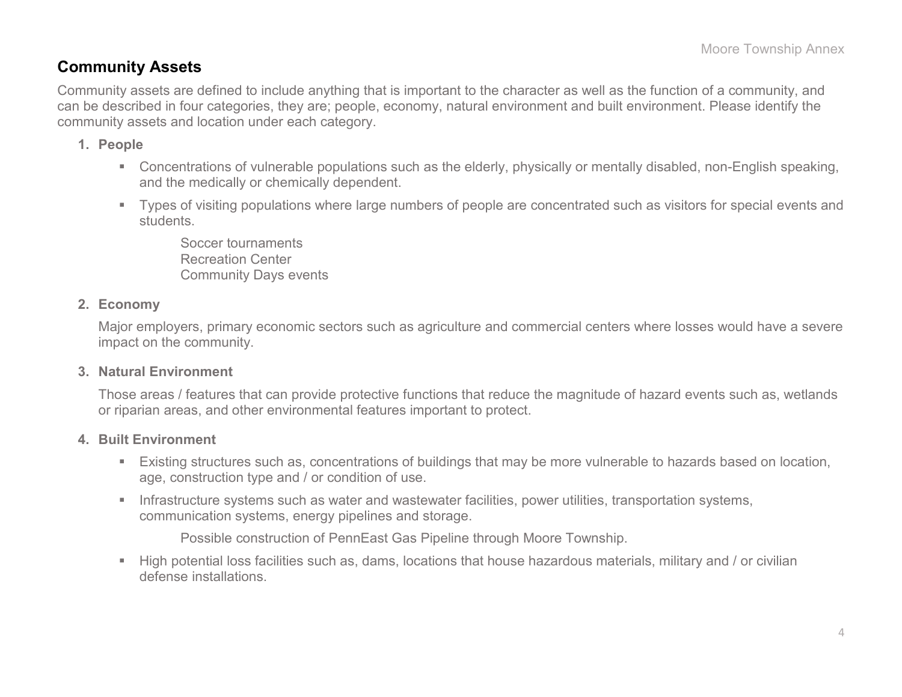## Community Assets

Community assets are defined to include anything that is important to the character as well as the function of a community, and can be described in four categories, they are; people, economy, natural environment and built environment. Please identify the community assets and location under each category.

1. **People**

   - Concentrations of vulnerable populations such as the elderly, physically or mentally disabled, non-English speaking, and the medically or chemically dependent.
   - Types of visiting populations where large numbers of people are concentrated such as visitors for special events and students.

     Soccer tournaments
     Recreation Center
     Community Days events

2. **Economy**

   Major employers, primary economic sectors such as agriculture and commercial centers where losses would have a severe impact on the community.

3. **Natural Environment**

   Those areas / features that can provide protective functions that reduce the magnitude of hazard events such as, wetlands or riparian areas, and other environmental features important to protect.

4. **Built Environment**

   - Existing structures such as, concentrations of buildings that may be more vulnerable to hazards based on location, age, construction type and / or condition of use.
   - Infrastructure systems such as water and wastewater facilities, power utilities, transportation systems, communication systems, energy pipelines and storage.

     Possible construction of PennEast Gas Pipeline through Moore Township.

   - High potential loss facilities such as, dams, locations that house hazardous materials, military and / or civilian defense installations.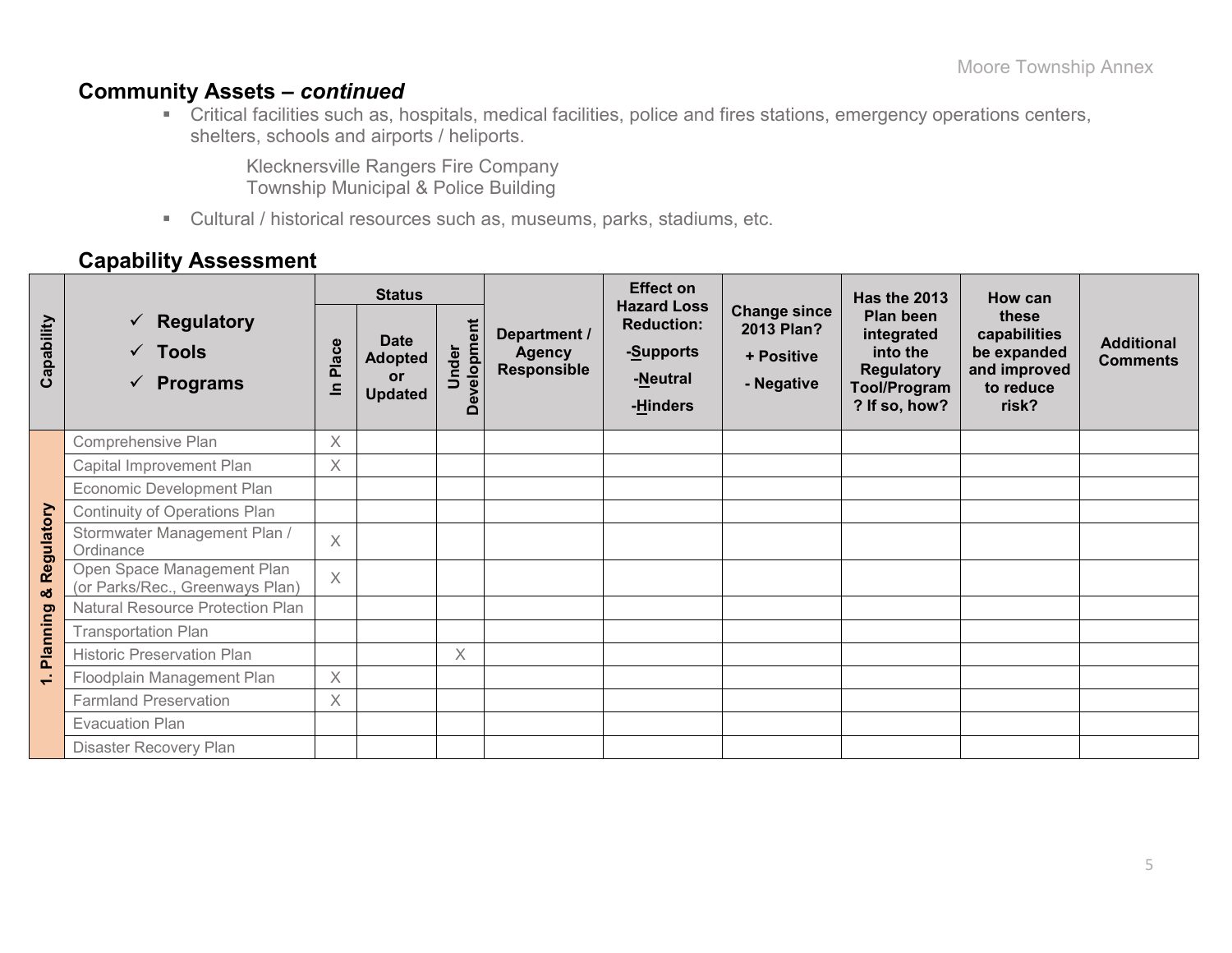## Community Assets – *continued*

- Critical facilities such as, hospitals, medical facilities, police and fires stations, emergency operations centers, shelters, schools and airports / heliports.

  Klecknersville Rangers Fire Company
  Township Municipal & Police Building

- Cultural / historical resources such as, museums, parks, stadiums, etc.

## Capability Assessment

| Capability | ✓ Regulatory ✓ Tools ✓ Programs | Status | | | Department / Agency Responsible | Effect on Hazard Loss Reduction: -Supports -Neutral -Hinders | Change since 2013 Plan? + Positive - Negative | Has the 2013 Plan been integrated into the Regulatory Tool/Program? If so, how? | How can these capabilities be expanded and improved to reduce risk? | Additional Comments |
|---|---|---|---|---|---|---|---|---|---|---|
| | | In Place | Date Adopted or Updated | Under Development | | | | | | |
| 1. Planning & Regulatory | Comprehensive Plan | X | | | | | | | | |
| | Capital Improvement Plan | X | | | | | | | | |
| | Economic Development Plan | | | | | | | | | |
| | Continuity of Operations Plan | | | | | | | | | |
| | Stormwater Management Plan / Ordinance | X | | | | | | | | |
| | Open Space Management Plan (or Parks/Rec., Greenways Plan) | X | | | | | | | | |
| | Natural Resource Protection Plan | | | | | | | | | |
| | Transportation Plan | | | | | | | | | |
| | Historic Preservation Plan | | | X | | | | | | |
| | Floodplain Management Plan | X | | | | | | | | |
| | Farmland Preservation | X | | | | | | | | |
| | Evacuation Plan | | | | | | | | | |
| | Disaster Recovery Plan | | | | | | | | | |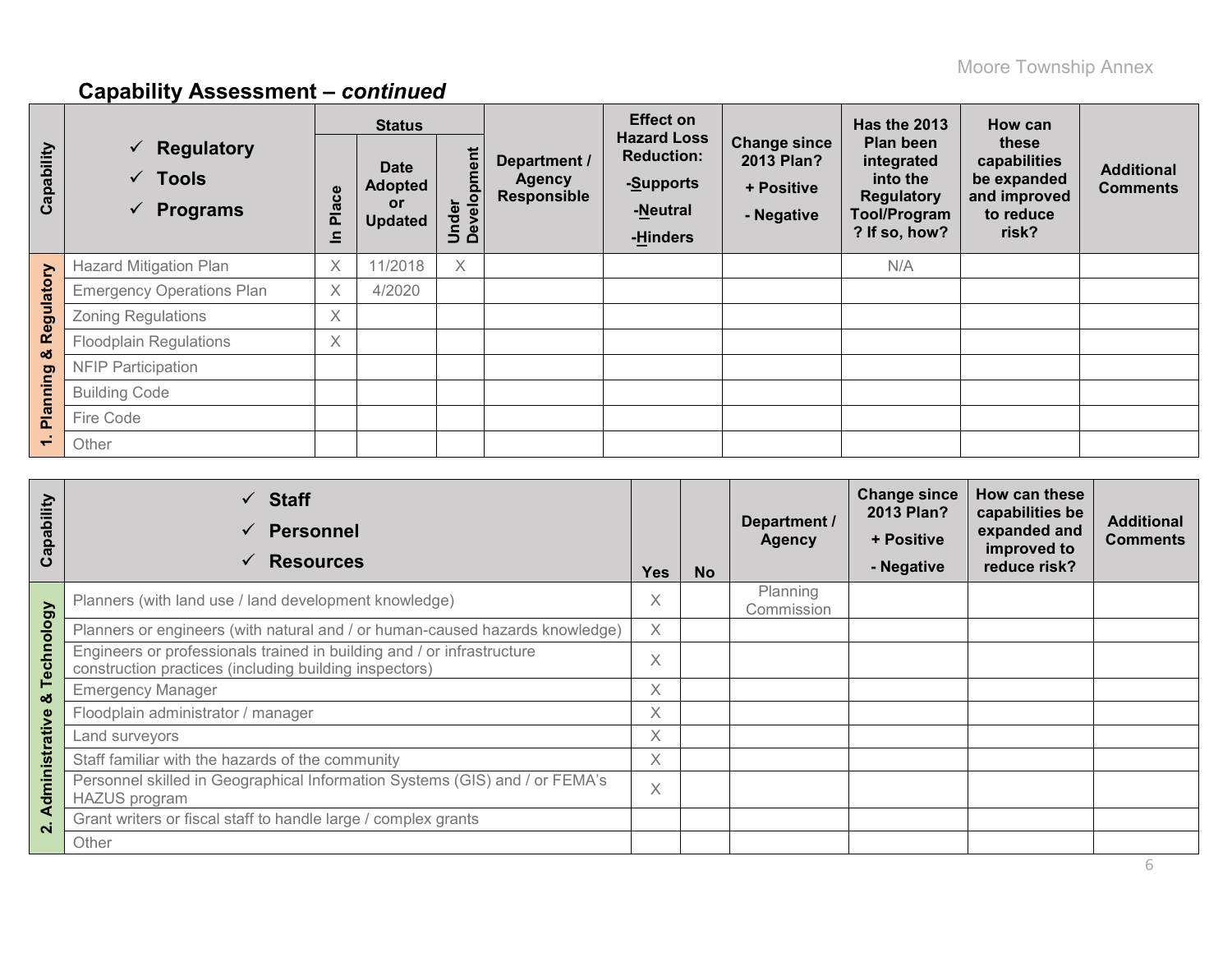## Capability Assessment – *continued*

| Capability | ✓ Regulatory ✓ Tools ✓ Programs | Status | | | Department / Agency Responsible | Effect on Hazard Loss Reduction: -Supports -Neutral -Hinders | Change since 2013 Plan? + Positive - Negative | Has the 2013 Plan been integrated into the Regulatory Tool/Program? If so, how? | How can these capabilities be expanded and improved to reduce risk? | Additional Comments |
|---|---|---|---|---|---|---|---|---|---|---|
| | | In Place | Date Adopted or Updated | Under Development | | | | | | |
| 1. Planning & Regulatory | Hazard Mitigation Plan | X | 11/2018 | X | | | | N/A | | |
| | Emergency Operations Plan | X | 4/2020 | | | | | | | |
| | Zoning Regulations | X | | | | | | | | |
| | Floodplain Regulations | X | | | | | | | | |
| | NFIP Participation | | | | | | | | | |
| | Building Code | | | | | | | | | |
| | Fire Code | | | | | | | | | |
| | Other | | | | | | | | | |

| Capability | ✓ Staff ✓ Personnel ✓ Resources | Yes | No | Department / Agency | Change since 2013 Plan? + Positive - Negative | How can these capabilities be expanded and improved to reduce risk? | Additional Comments |
|---|---|---|---|---|---|---|---|
| 2. Administrative & Technology | Planners (with land use / land development knowledge) | X | | Planning Commission | | | |
| | Planners or engineers (with natural and / or human-caused hazards knowledge) | X | | | | | |
| | Engineers or professionals trained in building and / or infrastructure construction practices (including building inspectors) | X | | | | | |
| | Emergency Manager | X | | | | | |
| | Floodplain administrator / manager | X | | | | | |
| | Land surveyors | X | | | | | |
| | Staff familiar with the hazards of the community | X | | | | | |
| | Personnel skilled in Geographical Information Systems (GIS) and / or FEMA's HAZUS program | X | | | | | |
| | Grant writers or fiscal staff to handle large / complex grants | | | | | | |
| | Other | | | | | | |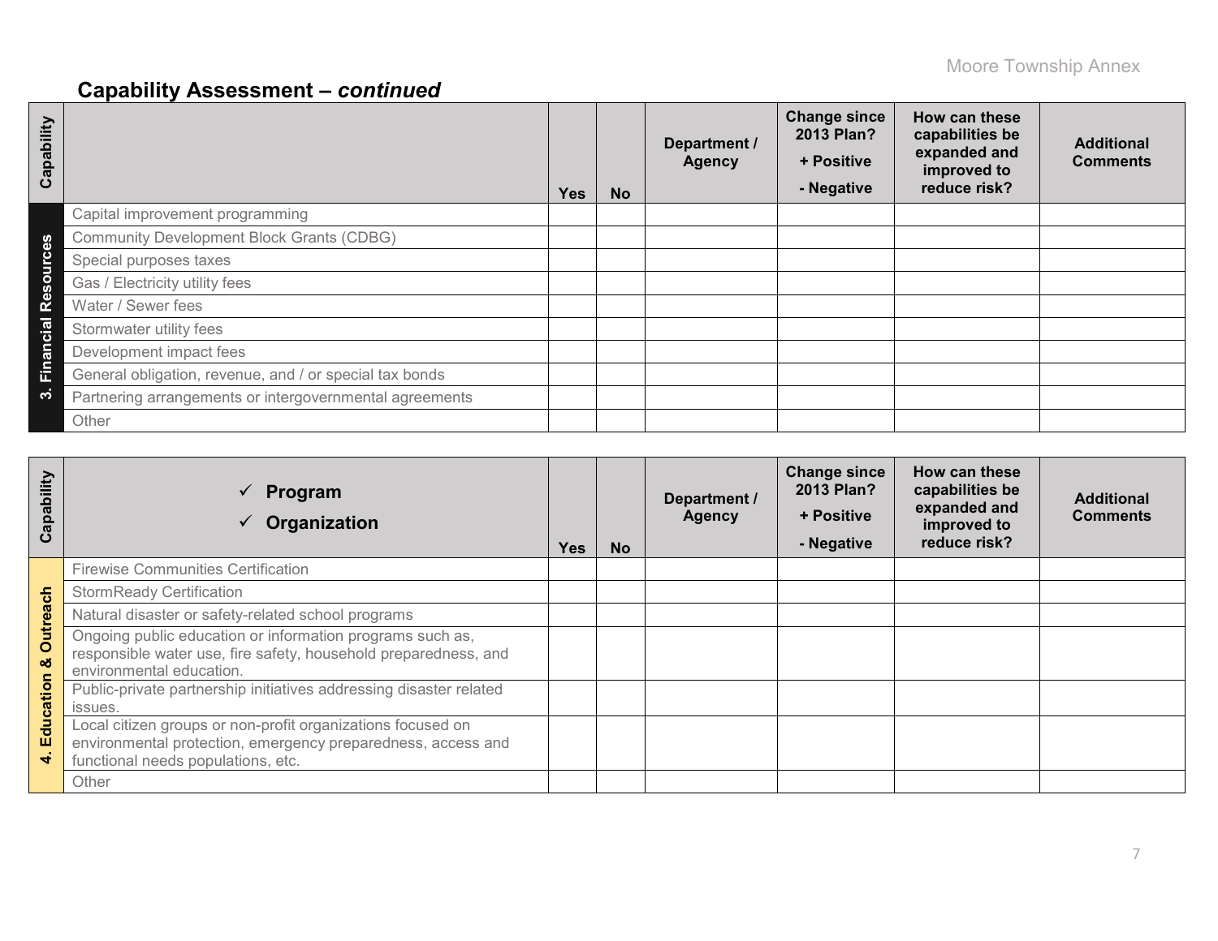## Capability Assessment – *continued*

| Capability | | Yes | No | Department / Agency | Change since 2013 Plan? + Positive - Negative | How can these capabilities be expanded and improved to reduce risk? | Additional Comments |
|---|---|---|---|---|---|---|---|
| 3. Financial Resources | Capital improvement programming | | | | | | |
| | Community Development Block Grants (CDBG) | | | | | | |
| | Special purposes taxes | | | | | | |
| | Gas / Electricity utility fees | | | | | | |
| | Water / Sewer fees | | | | | | |
| | Stormwater utility fees | | | | | | |
| | Development impact fees | | | | | | |
| | General obligation, revenue, and / or special tax bonds | | | | | | |
| | Partnering arrangements or intergovernmental agreements | | | | | | |
| | Other | | | | | | |

| Capability | ✓ Program ✓ Organization | Yes | No | Department / Agency | Change since 2013 Plan? + Positive - Negative | How can these capabilities be expanded and improved to reduce risk? | Additional Comments |
|---|---|---|---|---|---|---|---|
| 4. Education & Outreach | Firewise Communities Certification | | | | | | |
| | StormReady Certification | | | | | | |
| | Natural disaster or safety-related school programs | | | | | | |
| | Ongoing public education or information programs such as, responsible water use, fire safety, household preparedness, and environmental education. | | | | | | |
| | Public-private partnership initiatives addressing disaster related issues. | | | | | | |
| | Local citizen groups or non-profit organizations focused on environmental protection, emergency preparedness, access and functional needs populations, etc. | | | | | | |
| | Other | | | | | | |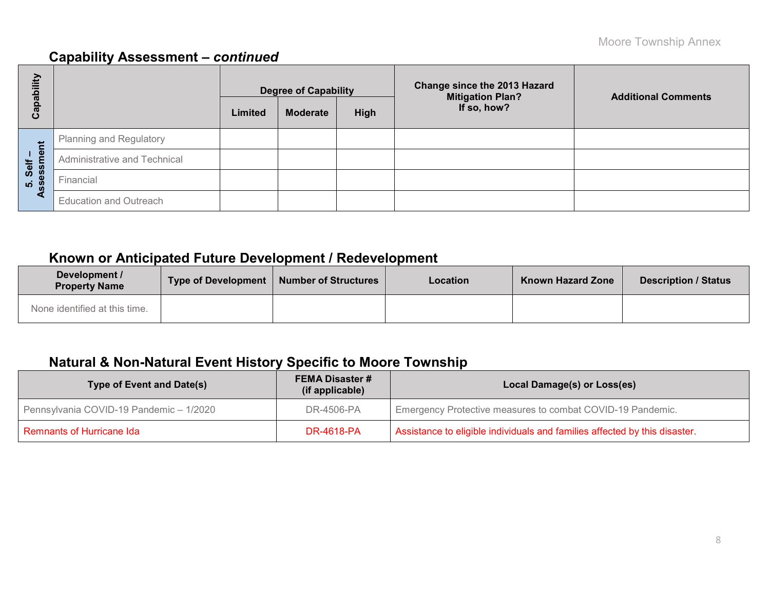## Capability Assessment – *continued*

| Capability | | Degree of Capability | | | Change since the 2013 Hazard Mitigation Plan? If so, how? | Additional Comments |
|---|---|---|---|---|---|---|
| | | Limited | Moderate | High | | |
| 5. Self – Assessment | Planning and Regulatory | | | | | |
| | Administrative and Technical | | | | | |
| | Financial | | | | | |
| | Education and Outreach | | | | | |

## Known or Anticipated Future Development / Redevelopment

| Development / Property Name | Type of Development | Number of Structures | Location | Known Hazard Zone | Description / Status |
|---|---|---|---|---|---|
| None identified at this time. | | | | | |

## Natural & Non-Natural Event History Specific to Moore Township

| Type of Event and Date(s) | FEMA Disaster # (if applicable) | Local Damage(s) or Loss(es) |
|---|---|---|
| Pennsylvania COVID-19 Pandemic – 1/2020 | DR-4506-PA | Emergency Protective measures to combat COVID-19 Pandemic. |
| Remnants of Hurricane Ida | DR-4618-PA | Assistance to eligible individuals and families affected by this disaster. |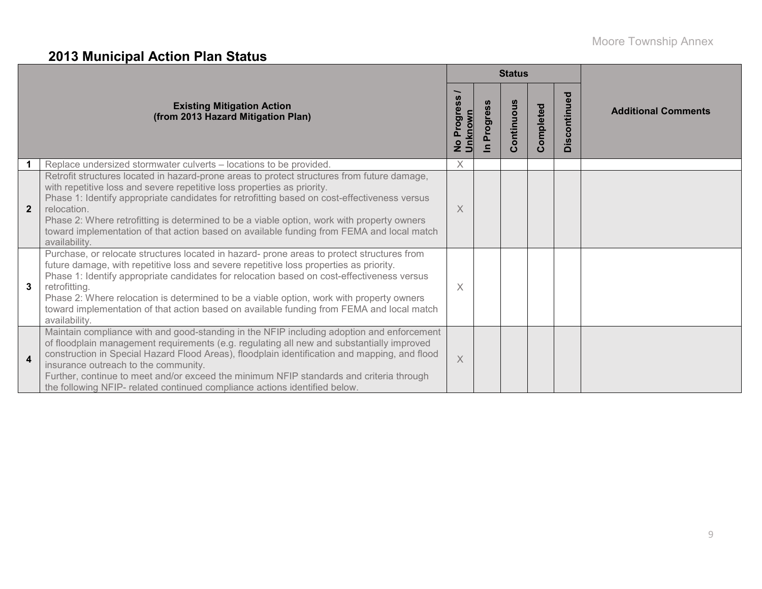## 2013 Municipal Action Plan Status

| | Existing Mitigation Action (from 2013 Hazard Mitigation Plan) | Status | | | | | Additional Comments |
|---|---|---|---|---|---|---|---|
| | | No Progress / Unknown | In Progress | Continuous | Completed | Discontinued | |
| 1 | Replace undersized stormwater culverts – locations to be provided. | X | | | | | |
| 2 | Retrofit structures located in hazard-prone areas to protect structures from future damage, with repetitive loss and severe repetitive loss properties as priority.<br>Phase 1: Identify appropriate candidates for retrofitting based on cost-effectiveness versus relocation.<br>Phase 2: Where retrofitting is determined to be a viable option, work with property owners toward implementation of that action based on available funding from FEMA and local match availability. | X | | | | | |
| 3 | Purchase, or relocate structures located in hazard- prone areas to protect structures from future damage, with repetitive loss and severe repetitive loss properties as priority.<br>Phase 1: Identify appropriate candidates for relocation based on cost-effectiveness versus retrofitting.<br>Phase 2: Where relocation is determined to be a viable option, work with property owners toward implementation of that action based on available funding from FEMA and local match availability. | X | | | | | |
| 4 | Maintain compliance with and good-standing in the NFIP including adoption and enforcement of floodplain management requirements (e.g. regulating all new and substantially improved construction in Special Hazard Flood Areas), floodplain identification and mapping, and flood insurance outreach to the community.<br>Further, continue to meet and/or exceed the minimum NFIP standards and criteria through the following NFIP- related continued compliance actions identified below. | X | | | | | |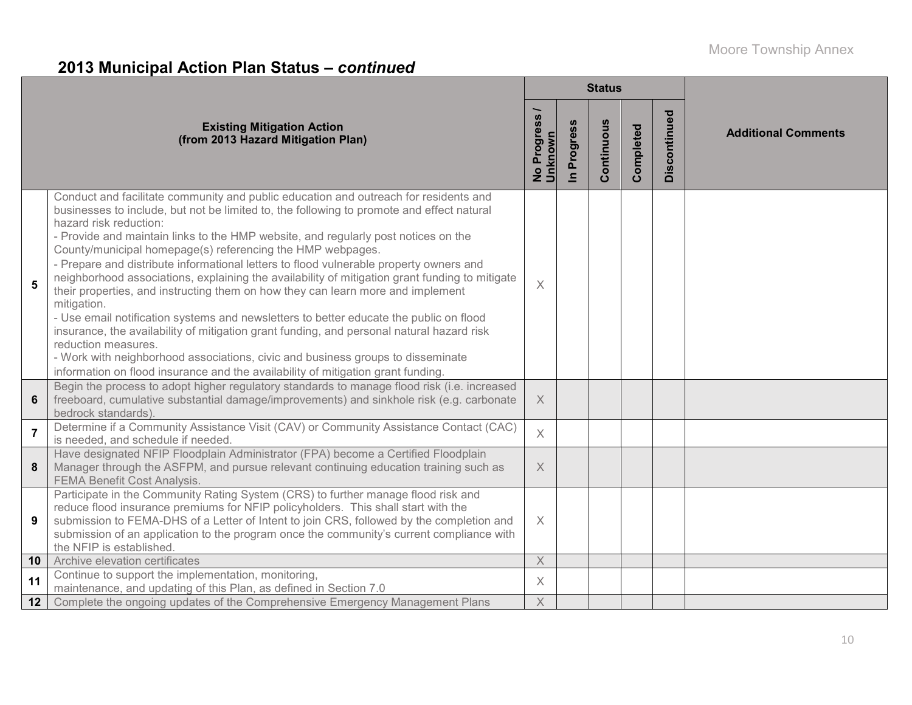## 2013 Municipal Action Plan Status – *continued*

| | Existing Mitigation Action (from 2013 Hazard Mitigation Plan) | Status | | | | | Additional Comments |
|---|---|---|---|---|---|---|---|
| | | No Progress / Unknown | In Progress | Continuous | Completed | Discontinued | |
| **5** | Conduct and facilitate community and public education and outreach for residents and businesses to include, but not be limited to, the following to promote and effect natural hazard risk reduction:<br>- Provide and maintain links to the HMP website, and regularly post notices on the County/municipal homepage(s) referencing the HMP webpages.<br>- Prepare and distribute informational letters to flood vulnerable property owners and neighborhood associations, explaining the availability of mitigation grant funding to mitigate their properties, and instructing them on how they can learn more and implement mitigation.<br>- Use email notification systems and newsletters to better educate the public on flood insurance, the availability of mitigation grant funding, and personal natural hazard risk reduction measures.<br>- Work with neighborhood associations, civic and business groups to disseminate information on flood insurance and the availability of mitigation grant funding. | X | | | | | |
| **6** | Begin the process to adopt higher regulatory standards to manage flood risk (i.e. increased freeboard, cumulative substantial damage/improvements) and sinkhole risk (e.g. carbonate bedrock standards). | X | | | | | |
| **7** | Determine if a Community Assistance Visit (CAV) or Community Assistance Contact (CAC) is needed, and schedule if needed. | X | | | | | |
| **8** | Have designated NFIP Floodplain Administrator (FPA) become a Certified Floodplain Manager through the ASFPM, and pursue relevant continuing education training such as FEMA Benefit Cost Analysis. | X | | | | | |
| **9** | Participate in the Community Rating System (CRS) to further manage flood risk and reduce flood insurance premiums for NFIP policyholders. This shall start with the submission to FEMA-DHS of a Letter of Intent to join CRS, followed by the completion and submission of an application to the program once the community's current compliance with the NFIP is established. | X | | | | | |
| **10** | Archive elevation certificates | X | | | | | |
| **11** | Continue to support the implementation, monitoring, maintenance, and updating of this Plan, as defined in Section 7.0 | X | | | | | |
| **12** | Complete the ongoing updates of the Comprehensive Emergency Management Plans | X | | | | | |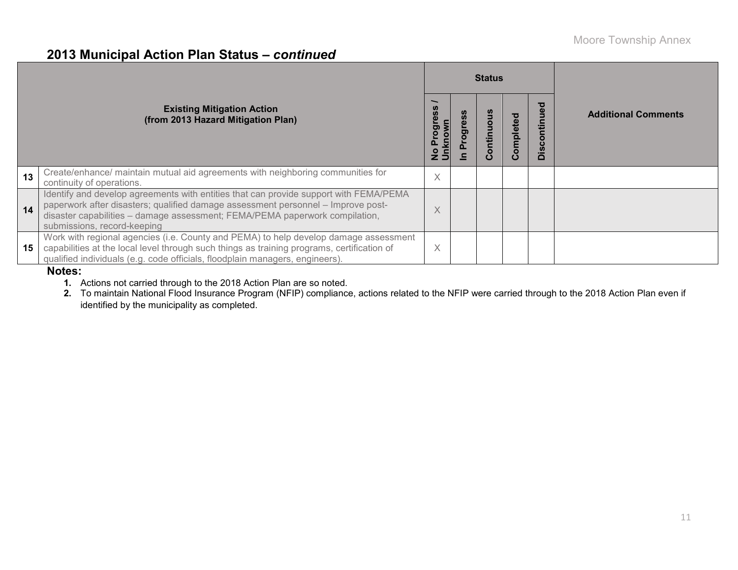## 2013 Municipal Action Plan Status – *continued*

| | Existing Mitigation Action (from 2013 Hazard Mitigation Plan) | Status | | | | | Additional Comments |
|---|---|---|---|---|---|---|---|
| | | No Progress / Unknown | In Progress | Continuous | Completed | Discontinued | |
| 13 | Create/enhance/ maintain mutual aid agreements with neighboring communities for continuity of operations. | X | | | | | |
| 14 | Identify and develop agreements with entities that can provide support with FEMA/PEMA paperwork after disasters; qualified damage assessment personnel – Improve post-disaster capabilities – damage assessment; FEMA/PEMA paperwork compilation, submissions, record-keeping | X | | | | | |
| 15 | Work with regional agencies (i.e. County and PEMA) to help develop damage assessment capabilities at the local level through such things as training programs, certification of qualified individuals (e.g. code officials, floodplain managers, engineers). | X | | | | | |

**Notes:**

1. Actions not carried through to the 2018 Action Plan are so noted.
2. To maintain National Flood Insurance Program (NFIP) compliance, actions related to the NFIP were carried through to the 2018 Action Plan even if identified by the municipality as completed.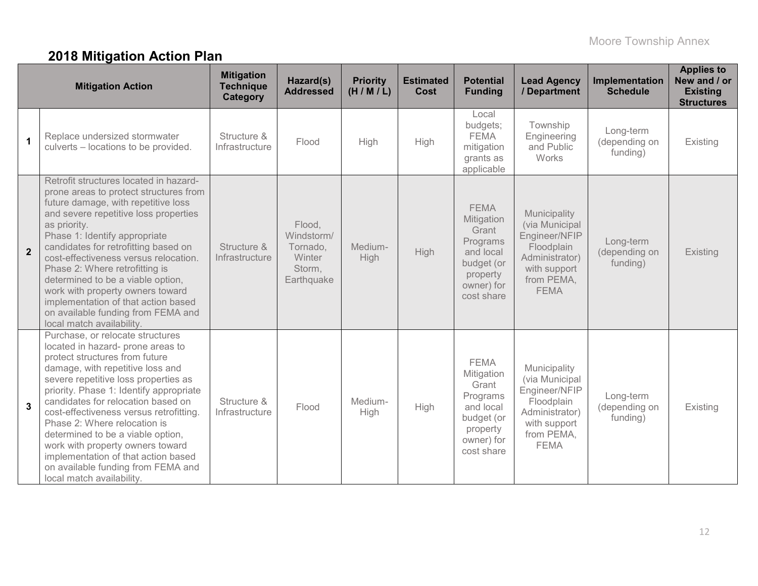## 2018 Mitigation Action Plan

| | Mitigation Action | Mitigation Technique Category | Hazard(s) Addressed | Priority (H / M / L) | Estimated Cost | Potential Funding | Lead Agency / Department | Implementation Schedule | Applies to New and / or Existing Structures |
|---|---|---|---|---|---|---|---|---|---|
| 1 | Replace undersized stormwater culverts – locations to be provided. | Structure & Infrastructure | Flood | High | High | Local budgets; FEMA mitigation grants as applicable | Township Engineering and Public Works | Long-term (depending on funding) | Existing |
| 2 | Retrofit structures located in hazard-prone areas to protect structures from future damage, with repetitive loss and severe repetitive loss properties as priority.<br>Phase 1: Identify appropriate candidates for retrofitting based on cost-effectiveness versus relocation.<br>Phase 2: Where retrofitting is determined to be a viable option, work with property owners toward implementation of that action based on available funding from FEMA and local match availability. | Structure & Infrastructure | Flood, Windstorm/ Tornado, Winter Storm, Earthquake | Medium-High | High | FEMA Mitigation Grant Programs and local budget (or property owner) for cost share | Municipality (via Municipal Engineer/NFIP Floodplain Administrator) with support from PEMA, FEMA | Long-term (depending on funding) | Existing |
| 3 | Purchase, or relocate structures located in hazard- prone areas to protect structures from future damage, with repetitive loss and severe repetitive loss properties as priority. Phase 1: Identify appropriate candidates for relocation based on cost-effectiveness versus retrofitting. Phase 2: Where relocation is determined to be a viable option, work with property owners toward implementation of that action based on available funding from FEMA and local match availability. | Structure & Infrastructure | Flood | Medium-High | High | FEMA Mitigation Grant Programs and local budget (or property owner) for cost share | Municipality (via Municipal Engineer/NFIP Floodplain Administrator) with support from PEMA, FEMA | Long-term (depending on funding) | Existing |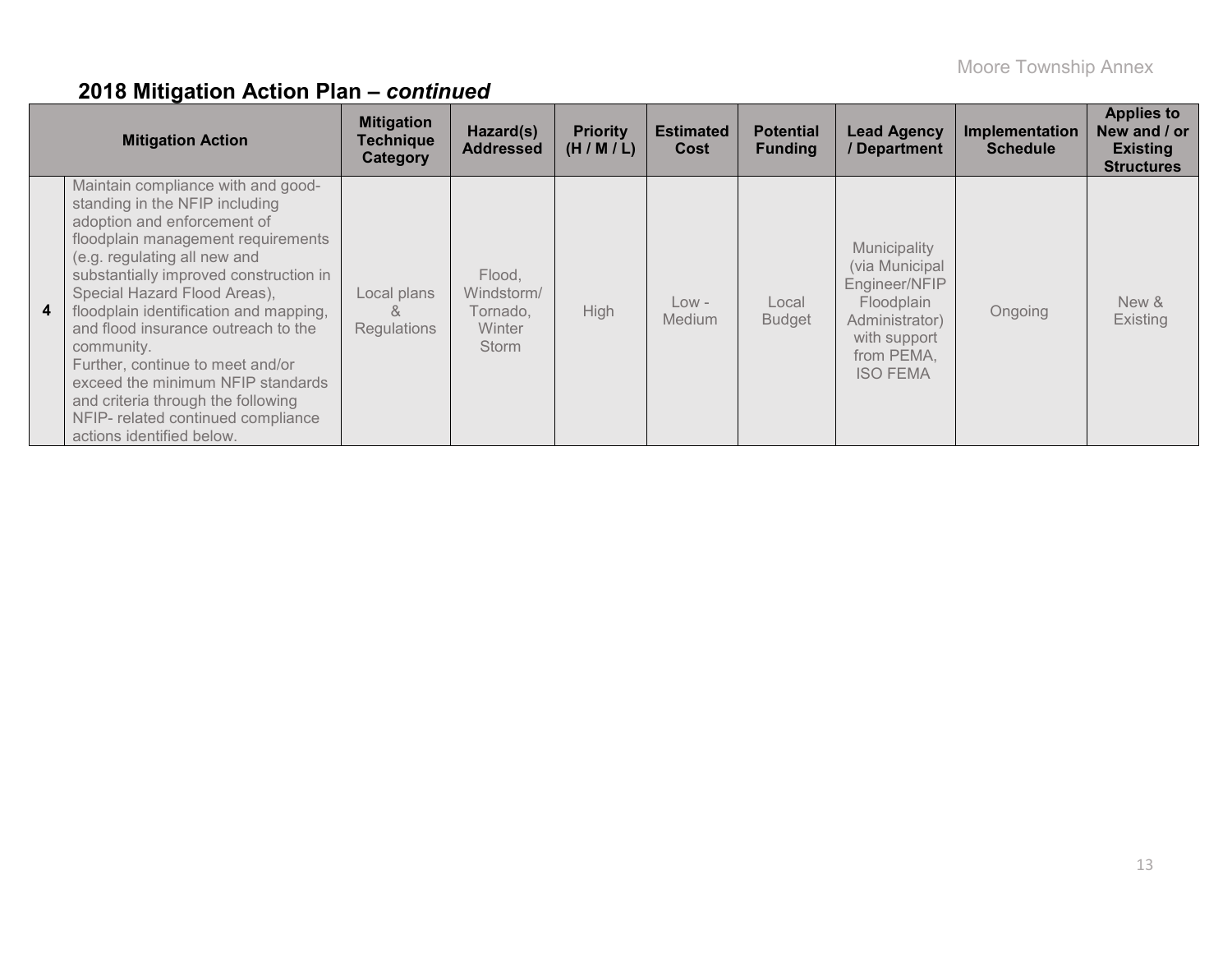## 2018 Mitigation Action Plan – *continued*

| | Mitigation Action | Mitigation Technique Category | Hazard(s) Addressed | Priority (H / M / L) | Estimated Cost | Potential Funding | Lead Agency / Department | Implementation Schedule | Applies to New and / or Existing Structures |
|---|---|---|---|---|---|---|---|---|---|
| 4 | Maintain compliance with and good-standing in the NFIP including adoption and enforcement of floodplain management requirements (e.g. regulating all new and substantially improved construction in Special Hazard Flood Areas), floodplain identification and mapping, and flood insurance outreach to the community. Further, continue to meet and/or exceed the minimum NFIP standards and criteria through the following NFIP- related continued compliance actions identified below. | Local plans & Regulations | Flood, Windstorm/ Tornado, Winter Storm | High | Low - Medium | Local Budget | Municipality (via Municipal Engineer/NFIP Floodplain Administrator) with support from PEMA, ISO FEMA | Ongoing | New & Existing |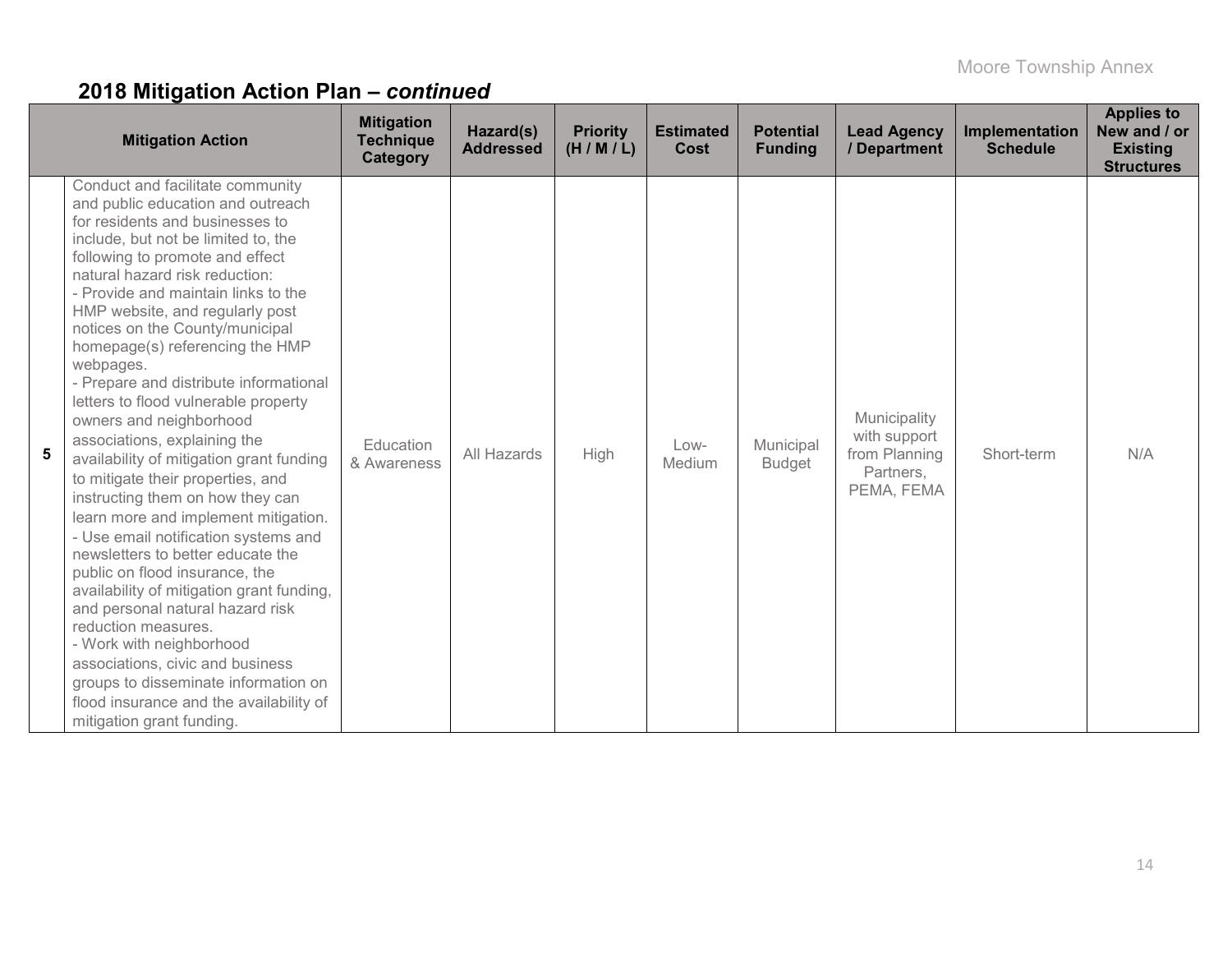## 2018 Mitigation Action Plan – *continued*

| | Mitigation Action | Mitigation Technique Category | Hazard(s) Addressed | Priority (H / M / L) | Estimated Cost | Potential Funding | Lead Agency / Department | Implementation Schedule | Applies to New and / or Existing Structures |
|---|---|---|---|---|---|---|---|---|---|
| **5** | Conduct and facilitate community and public education and outreach for residents and businesses to include, but not be limited to, the following to promote and effect natural hazard risk reduction:<br>- Provide and maintain links to the HMP website, and regularly post notices on the County/municipal homepage(s) referencing the HMP webpages.<br>- Prepare and distribute informational letters to flood vulnerable property owners and neighborhood associations, explaining the availability of mitigation grant funding to mitigate their properties, and instructing them on how they can learn more and implement mitigation.<br>- Use email notification systems and newsletters to better educate the public on flood insurance, the availability of mitigation grant funding, and personal natural hazard risk reduction measures.<br>- Work with neighborhood associations, civic and business groups to disseminate information on flood insurance and the availability of mitigation grant funding. | Education & Awareness | All Hazards | High | Low-Medium | Municipal Budget | Municipality with support from Planning Partners, PEMA, FEMA | Short-term | N/A |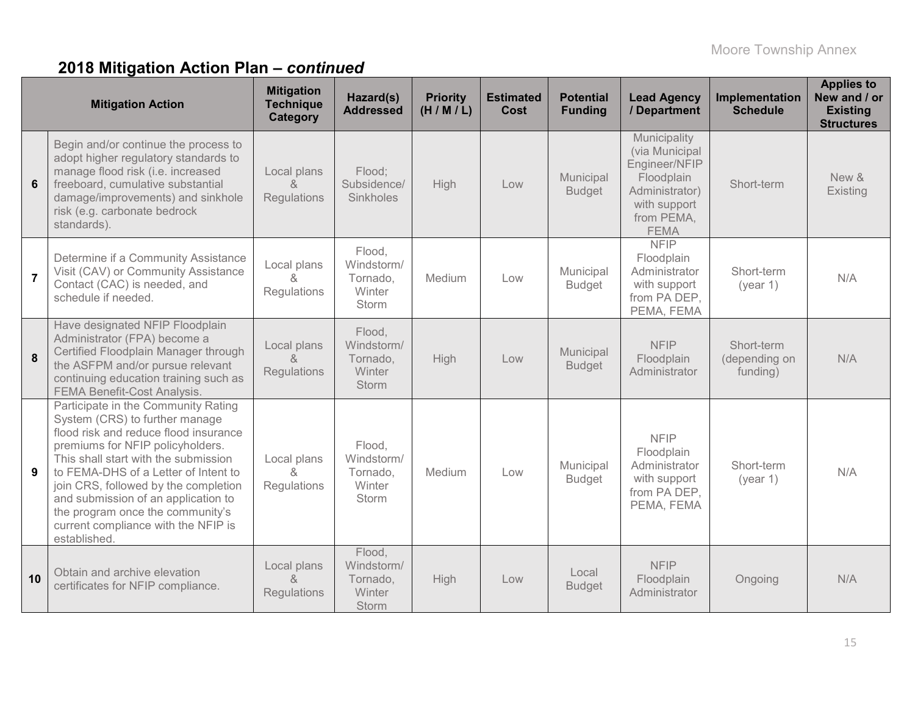## 2018 Mitigation Action Plan – *continued*

| | Mitigation Action | Mitigation Technique Category | Hazard(s) Addressed | Priority (H / M / L) | Estimated Cost | Potential Funding | Lead Agency / Department | Implementation Schedule | Applies to New and / or Existing Structures |
|---|---|---|---|---|---|---|---|---|---|
| **6** | Begin and/or continue the process to adopt higher regulatory standards to manage flood risk (i.e. increased freeboard, cumulative substantial damage/improvements) and sinkhole risk (e.g. carbonate bedrock standards). | Local plans & Regulations | Flood; Subsidence/ Sinkholes | High | Low | Municipal Budget | Municipality (via Municipal Engineer/NFIP Floodplain Administrator) with support from PEMA, FEMA | Short-term | New & Existing |
| **7** | Determine if a Community Assistance Visit (CAV) or Community Assistance Contact (CAC) is needed, and schedule if needed. | Local plans & Regulations | Flood, Windstorm/ Tornado, Winter Storm | Medium | Low | Municipal Budget | NFIP Floodplain Administrator with support from PA DEP, PEMA, FEMA | Short-term (year 1) | N/A |
| **8** | Have designated NFIP Floodplain Administrator (FPA) become a Certified Floodplain Manager through the ASFPM and/or pursue relevant continuing education training such as FEMA Benefit-Cost Analysis. | Local plans & Regulations | Flood, Windstorm/ Tornado, Winter Storm | High | Low | Municipal Budget | NFIP Floodplain Administrator | Short-term (depending on funding) | N/A |
| **9** | Participate in the Community Rating System (CRS) to further manage flood risk and reduce flood insurance premiums for NFIP policyholders. This shall start with the submission to FEMA-DHS of a Letter of Intent to join CRS, followed by the completion and submission of an application to the program once the community's current compliance with the NFIP is established. | Local plans & Regulations | Flood, Windstorm/ Tornado, Winter Storm | Medium | Low | Municipal Budget | NFIP Floodplain Administrator with support from PA DEP, PEMA, FEMA | Short-term (year 1) | N/A |
| **10** | Obtain and archive elevation certificates for NFIP compliance. | Local plans & Regulations | Flood, Windstorm/ Tornado, Winter Storm | High | Low | Local Budget | NFIP Floodplain Administrator | Ongoing | N/A |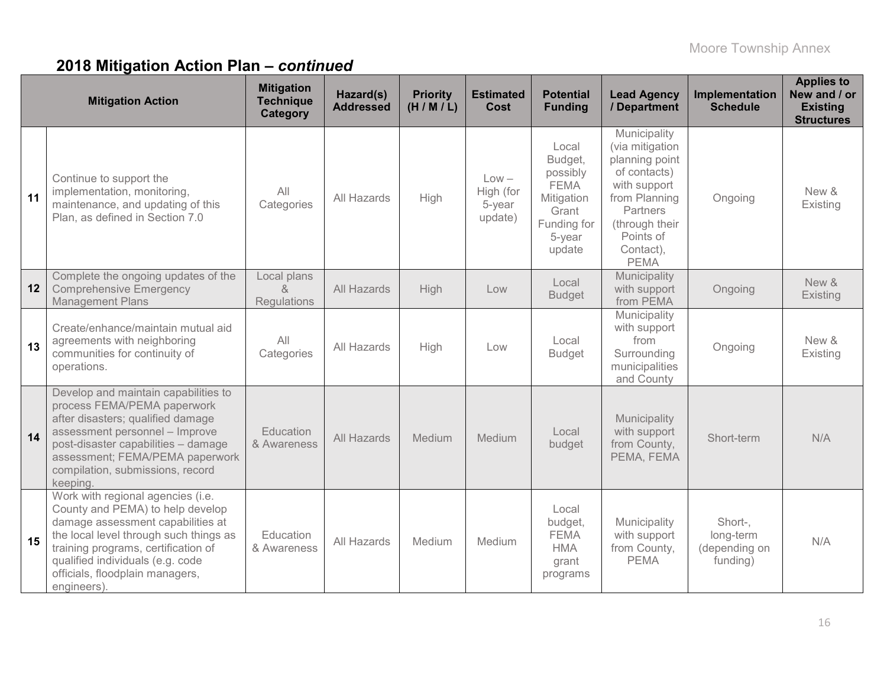## 2018 Mitigation Action Plan – *continued*

| | Mitigation Action | Mitigation Technique Category | Hazard(s) Addressed | Priority (H / M / L) | Estimated Cost | Potential Funding | Lead Agency / Department | Implementation Schedule | Applies to New and / or Existing Structures |
|---|---|---|---|---|---|---|---|---|---|
| 11 | Continue to support the implementation, monitoring, maintenance, and updating of this Plan, as defined in Section 7.0 | All Categories | All Hazards | High | Low – High (for 5-year update) | Local Budget, possibly FEMA Mitigation Grant Funding for 5-year update | Municipality (via mitigation planning point of contacts) with support from Planning Partners (through their Points of Contact), PEMA | Ongoing | New & Existing |
| 12 | Complete the ongoing updates of the Comprehensive Emergency Management Plans | Local plans & Regulations | All Hazards | High | Low | Local Budget | Municipality with support from PEMA | Ongoing | New & Existing |
| 13 | Create/enhance/maintain mutual aid agreements with neighboring communities for continuity of operations. | All Categories | All Hazards | High | Low | Local Budget | Municipality with support from Surrounding municipalities and County | Ongoing | New & Existing |
| 14 | Develop and maintain capabilities to process FEMA/PEMA paperwork after disasters; qualified damage assessment personnel – Improve post-disaster capabilities – damage assessment; FEMA/PEMA paperwork compilation, submissions, record keeping. | Education & Awareness | All Hazards | Medium | Medium | Local budget | Municipality with support from County, PEMA, FEMA | Short-term | N/A |
| 15 | Work with regional agencies (i.e. County and PEMA) to help develop damage assessment capabilities at the local level through such things as training programs, certification of qualified individuals (e.g. code officials, floodplain managers, engineers). | Education & Awareness | All Hazards | Medium | Medium | Local budget, FEMA HMA grant programs | Municipality with support from County, PEMA | Short-, long-term (depending on funding) | N/A |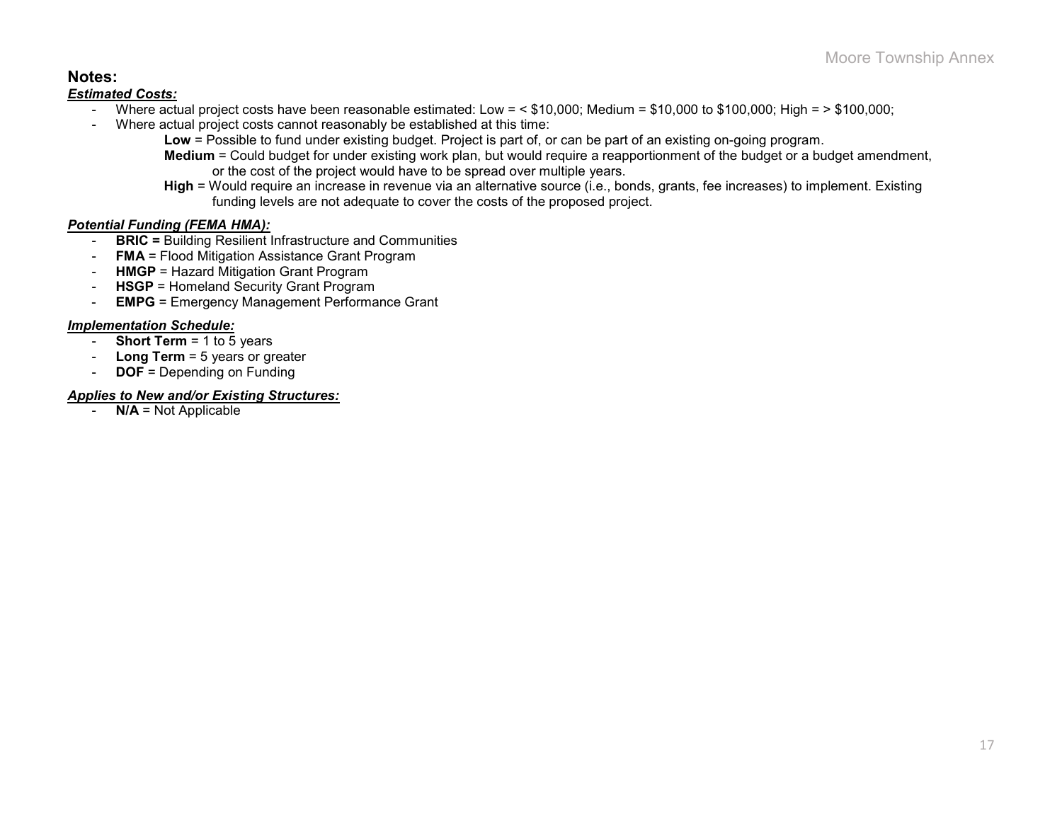## Notes:

***Estimated Costs:***

- Where actual project costs have been reasonable estimated: Low = < $10,000; Medium = $10,000 to $100,000; High = > $100,000;
- Where actual project costs cannot reasonably be established at this time:
  - **Low** = Possible to fund under existing budget. Project is part of, or can be part of an existing on-going program.
  - **Medium** = Could budget for under existing work plan, but would require a reapportionment of the budget or a budget amendment, or the cost of the project would have to be spread over multiple years.
  - **High** = Would require an increase in revenue via an alternative source (i.e., bonds, grants, fee increases) to implement. Existing funding levels are not adequate to cover the costs of the proposed project.

***Potential Funding (FEMA HMA):***

- **BRIC =** Building Resilient Infrastructure and Communities
- **FMA** = Flood Mitigation Assistance Grant Program
- **HMGP** = Hazard Mitigation Grant Program
- **HSGP** = Homeland Security Grant Program
- **EMPG** = Emergency Management Performance Grant

***Implementation Schedule:***

- **Short Term** = 1 to 5 years
- **Long Term** = 5 years or greater
- **DOF** = Depending on Funding

***Applies to New and/or Existing Structures:***

- **N/A** = Not Applicable